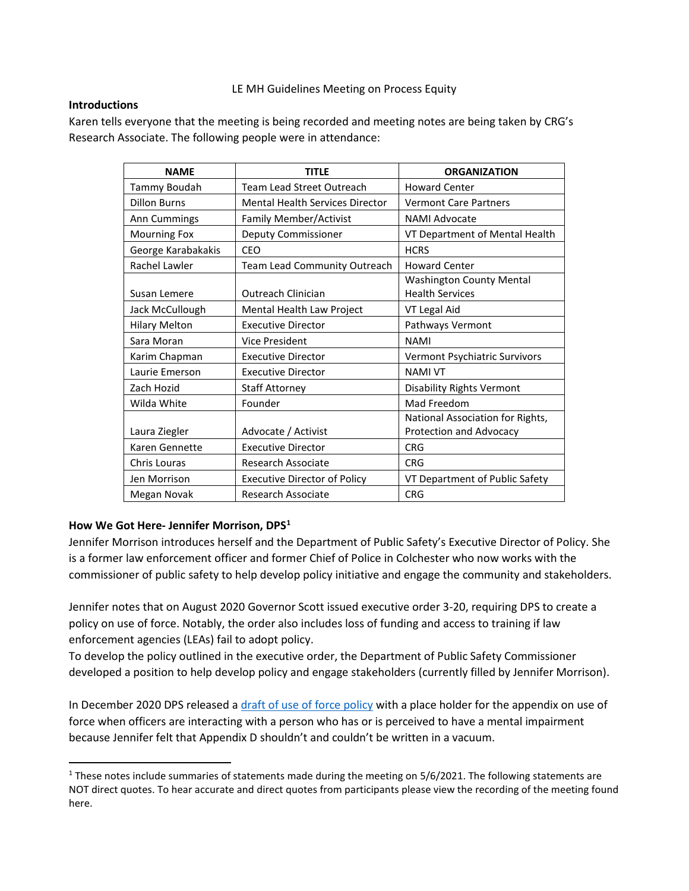LE MH Guidelines Meeting on Process Equity

**Introductions**

Karen tells everyone that the meeting is being recorded and meeting notes are being taken by CRG's Research Associate. The following people were in attendance:

| NAME | TITLE | ORGANIZATION |
|---|---|---|
| Tammy Boudah | Team Lead Street Outreach | Howard Center |
| Dillon Burns | Mental Health Services Director | Vermont Care Partners |
| Ann Cummings | Family Member/Activist | NAMI Advocate |
| Mourning Fox | Deputy Commissioner | VT Department of Mental Health |
| George Karabakakis | CEO | HCRS |
| Rachel Lawler | Team Lead Community Outreach | Howard Center |
| Susan Lemere | Outreach Clinician | Washington County Mental Health Services |
| Jack McCullough | Mental Health Law Project | VT Legal Aid |
| Hilary Melton | Executive Director | Pathways Vermont |
| Sara Moran | Vice President | NAMI |
| Karim Chapman | Executive Director | Vermont Psychiatric Survivors |
| Laurie Emerson | Executive Director | NAMI VT |
| Zach Hozid | Staff Attorney | Disability Rights Vermont |
| Wilda White | Founder | Mad Freedom |
| Laura Ziegler | Advocate / Activist | National Association for Rights, Protection and Advocacy |
| Karen Gennette | Executive Director | CRG |
| Chris Louras | Research Associate | CRG |
| Jen Morrison | Executive Director of Policy | VT Department of Public Safety |
| Megan Novak | Research Associate | CRG |

**How We Got Here- Jennifer Morrison, DPS[1]**

Jennifer Morrison introduces herself and the Department of Public Safety's Executive Director of Policy. She is a former law enforcement officer and former Chief of Police in Colchester who now works with the commissioner of public safety to help develop policy initiative and engage the community and stakeholders.

Jennifer notes that on August 2020 Governor Scott issued executive order 3-20, requiring DPS to create a policy on use of force. Notably, the order also includes loss of funding and access to training if law enforcement agencies (LEAs) fail to adopt policy.

To develop the policy outlined in the executive order, the Department of Public Safety Commissioner developed a position to help develop policy and engage stakeholders (currently filled by Jennifer Morrison).

In December 2020 DPS released a draft of use of force policy with a place holder for the appendix on use of force when officers are interacting with a person who has or is perceived to have a mental impairment because Jennifer felt that Appendix D shouldn't and couldn't be written in a vacuum.

[1] These notes include summaries of statements made during the meeting on 5/6/2021. The following statements are NOT direct quotes. To hear accurate and direct quotes from participants please view the recording of the meeting found here.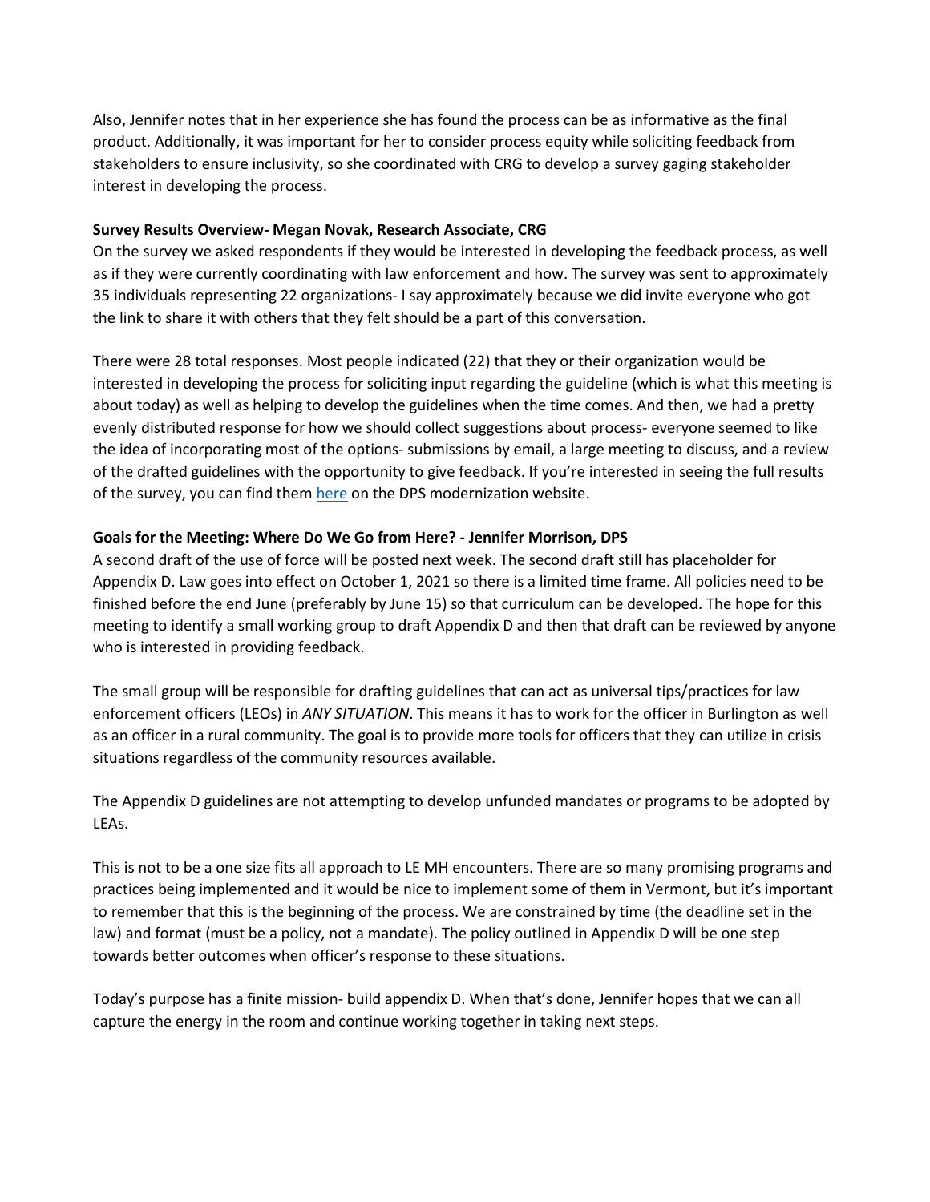Also, Jennifer notes that in her experience she has found the process can be as informative as the final product. Additionally, it was important for her to consider process equity while soliciting feedback from stakeholders to ensure inclusivity, so she coordinated with CRG to develop a survey gaging stakeholder interest in developing the process.

**Survey Results Overview- Megan Novak, Research Associate, CRG**

On the survey we asked respondents if they would be interested in developing the feedback process, as well as if they were currently coordinating with law enforcement and how. The survey was sent to approximately 35 individuals representing 22 organizations- I say approximately because we did invite everyone who got the link to share it with others that they felt should be a part of this conversation.

There were 28 total responses. Most people indicated (22) that they or their organization would be interested in developing the process for soliciting input regarding the guideline (which is what this meeting is about today) as well as helping to develop the guidelines when the time comes. And then, we had a pretty evenly distributed response for how we should collect suggestions about process- everyone seemed to like the idea of incorporating most of the options- submissions by email, a large meeting to discuss, and a review of the drafted guidelines with the opportunity to give feedback. If you're interested in seeing the full results of the survey, you can find them here on the DPS modernization website.

**Goals for the Meeting: Where Do We Go from Here? - Jennifer Morrison, DPS**

A second draft of the use of force will be posted next week. The second draft still has placeholder for Appendix D. Law goes into effect on October 1, 2021 so there is a limited time frame. All policies need to be finished before the end June (preferably by June 15) so that curriculum can be developed. The hope for this meeting to identify a small working group to draft Appendix D and then that draft can be reviewed by anyone who is interested in providing feedback.

The small group will be responsible for drafting guidelines that can act as universal tips/practices for law enforcement officers (LEOs) in *ANY SITUATION*. This means it has to work for the officer in Burlington as well as an officer in a rural community. The goal is to provide more tools for officers that they can utilize in crisis situations regardless of the community resources available.

The Appendix D guidelines are not attempting to develop unfunded mandates or programs to be adopted by LEAs.

This is not to be a one size fits all approach to LE MH encounters. There are so many promising programs and practices being implemented and it would be nice to implement some of them in Vermont, but it's important to remember that this is the beginning of the process. We are constrained by time (the deadline set in the law) and format (must be a policy, not a mandate). The policy outlined in Appendix D will be one step towards better outcomes when officer's response to these situations.

Today's purpose has a finite mission- build appendix D. When that's done, Jennifer hopes that we can all capture the energy in the room and continue working together in taking next steps.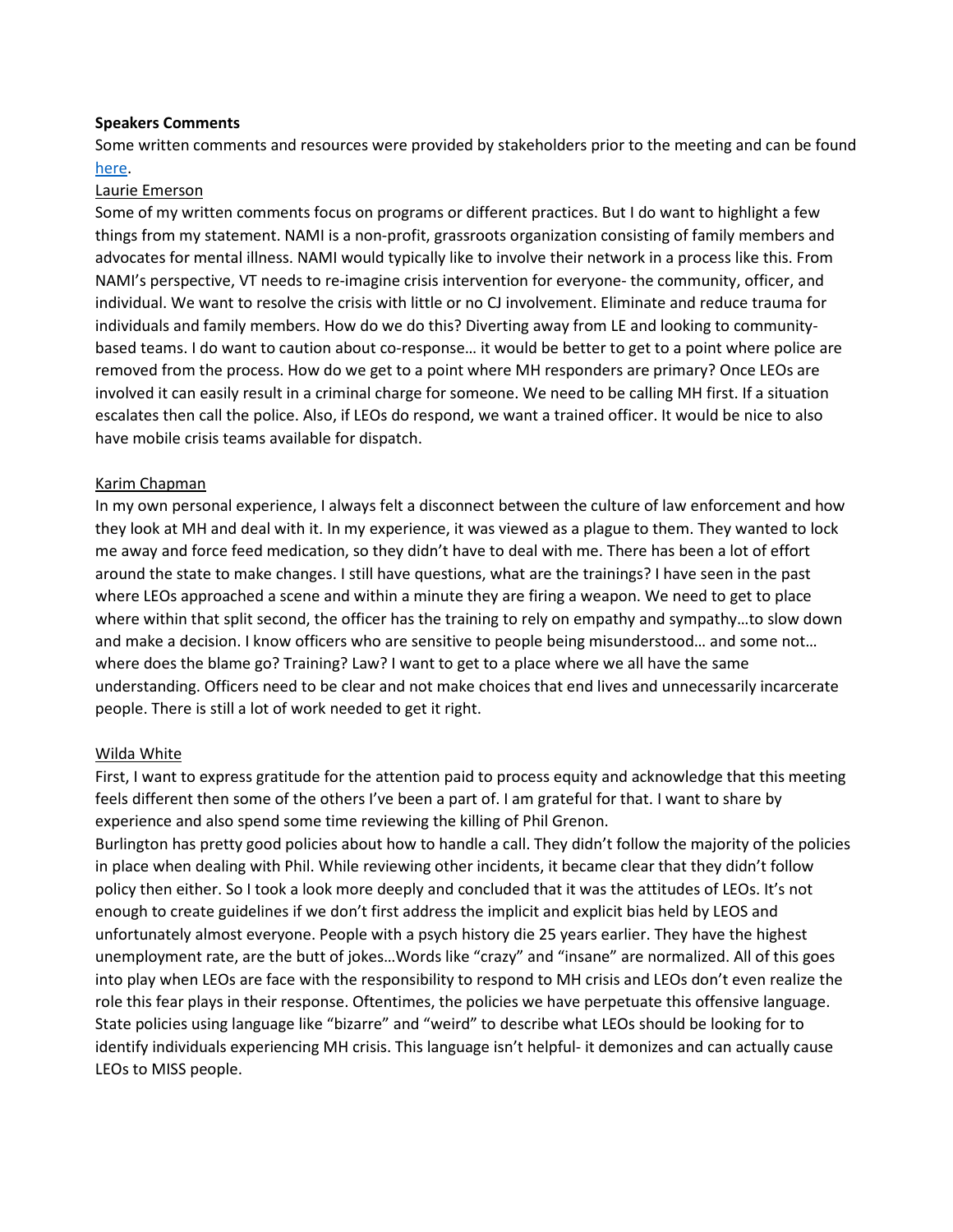**Speakers Comments**

Some written comments and resources were provided by stakeholders prior to the meeting and can be found [here](#).

Laurie Emerson

Some of my written comments focus on programs or different practices. But I do want to highlight a few things from my statement. NAMI is a non-profit, grassroots organization consisting of family members and advocates for mental illness. NAMI would typically like to involve their network in a process like this. From NAMI's perspective, VT needs to re-imagine crisis intervention for everyone- the community, officer, and individual. We want to resolve the crisis with little or no CJ involvement. Eliminate and reduce trauma for individuals and family members. How do we do this? Diverting away from LE and looking to community-based teams. I do want to caution about co-response… it would be better to get to a point where police are removed from the process. How do we get to a point where MH responders are primary? Once LEOs are involved it can easily result in a criminal charge for someone. We need to be calling MH first. If a situation escalates then call the police. Also, if LEOs do respond, we want a trained officer. It would be nice to also have mobile crisis teams available for dispatch.

Karim Chapman

In my own personal experience, I always felt a disconnect between the culture of law enforcement and how they look at MH and deal with it. In my experience, it was viewed as a plague to them. They wanted to lock me away and force feed medication, so they didn't have to deal with me. There has been a lot of effort around the state to make changes. I still have questions, what are the trainings? I have seen in the past where LEOs approached a scene and within a minute they are firing a weapon. We need to get to place where within that split second, the officer has the training to rely on empathy and sympathy…to slow down and make a decision. I know officers who are sensitive to people being misunderstood… and some not… where does the blame go? Training? Law? I want to get to a place where we all have the same understanding. Officers need to be clear and not make choices that end lives and unnecessarily incarcerate people. There is still a lot of work needed to get it right.

Wilda White

First, I want to express gratitude for the attention paid to process equity and acknowledge that this meeting feels different then some of the others I've been a part of. I am grateful for that. I want to share by experience and also spend some time reviewing the killing of Phil Grenon.

Burlington has pretty good policies about how to handle a call. They didn't follow the majority of the policies in place when dealing with Phil. While reviewing other incidents, it became clear that they didn't follow policy then either. So I took a look more deeply and concluded that it was the attitudes of LEOs. It's not enough to create guidelines if we don't first address the implicit and explicit bias held by LEOS and unfortunately almost everyone. People with a psych history die 25 years earlier. They have the highest unemployment rate, are the butt of jokes…Words like "crazy" and "insane" are normalized. All of this goes into play when LEOs are face with the responsibility to respond to MH crisis and LEOs don't even realize the role this fear plays in their response. Oftentimes, the policies we have perpetuate this offensive language. State policies using language like "bizarre" and "weird" to describe what LEOs should be looking for to identify individuals experiencing MH crisis. This language isn't helpful- it demonizes and can actually cause LEOs to MISS people.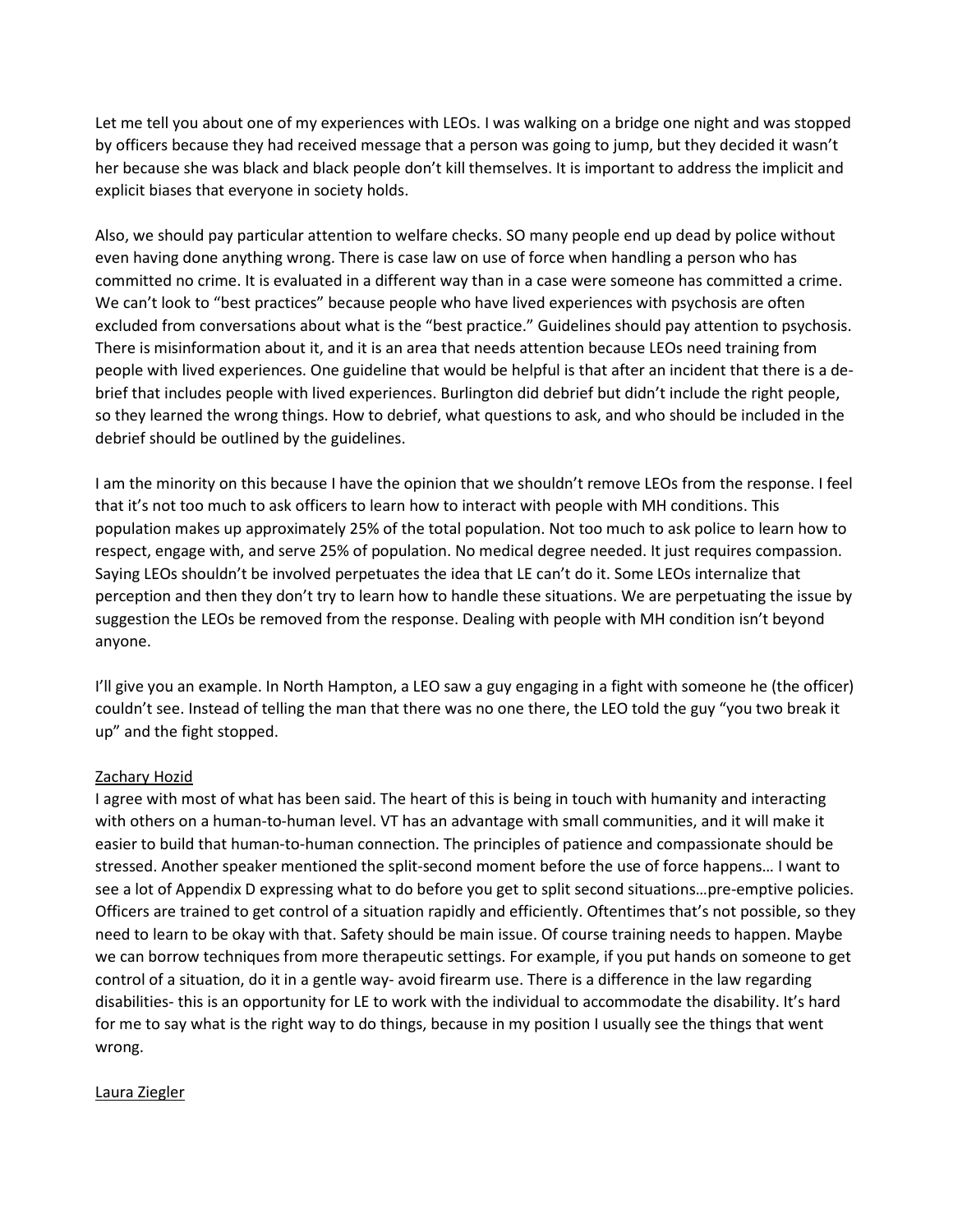Let me tell you about one of my experiences with LEOs. I was walking on a bridge one night and was stopped by officers because they had received message that a person was going to jump, but they decided it wasn't her because she was black and black people don't kill themselves. It is important to address the implicit and explicit biases that everyone in society holds.

Also, we should pay particular attention to welfare checks. SO many people end up dead by police without even having done anything wrong. There is case law on use of force when handling a person who has committed no crime. It is evaluated in a different way than in a case were someone has committed a crime. We can't look to "best practices" because people who have lived experiences with psychosis are often excluded from conversations about what is the "best practice." Guidelines should pay attention to psychosis. There is misinformation about it, and it is an area that needs attention because LEOs need training from people with lived experiences. One guideline that would be helpful is that after an incident that there is a de-brief that includes people with lived experiences. Burlington did debrief but didn't include the right people, so they learned the wrong things. How to debrief, what questions to ask, and who should be included in the debrief should be outlined by the guidelines.

I am the minority on this because I have the opinion that we shouldn't remove LEOs from the response. I feel that it's not too much to ask officers to learn how to interact with people with MH conditions. This population makes up approximately 25% of the total population. Not too much to ask police to learn how to respect, engage with, and serve 25% of population. No medical degree needed. It just requires compassion. Saying LEOs shouldn't be involved perpetuates the idea that LE can't do it. Some LEOs internalize that perception and then they don't try to learn how to handle these situations. We are perpetuating the issue by suggestion the LEOs be removed from the response. Dealing with people with MH condition isn't beyond anyone.

I'll give you an example. In North Hampton, a LEO saw a guy engaging in a fight with someone he (the officer) couldn't see. Instead of telling the man that there was no one there, the LEO told the guy "you two break it up" and the fight stopped.

<u>Zachary Hozid</u>

I agree with most of what has been said. The heart of this is being in touch with humanity and interacting with others on a human-to-human level. VT has an advantage with small communities, and it will make it easier to build that human-to-human connection. The principles of patience and compassionate should be stressed. Another speaker mentioned the split-second moment before the use of force happens… I want to see a lot of Appendix D expressing what to do before you get to split second situations…pre-emptive policies. Officers are trained to get control of a situation rapidly and efficiently. Oftentimes that's not possible, so they need to learn to be okay with that. Safety should be main issue. Of course training needs to happen. Maybe we can borrow techniques from more therapeutic settings. For example, if you put hands on someone to get control of a situation, do it in a gentle way- avoid firearm use. There is a difference in the law regarding disabilities- this is an opportunity for LE to work with the individual to accommodate the disability. It's hard for me to say what is the right way to do things, because in my position I usually see the things that went wrong.

<u>Laura Ziegler</u>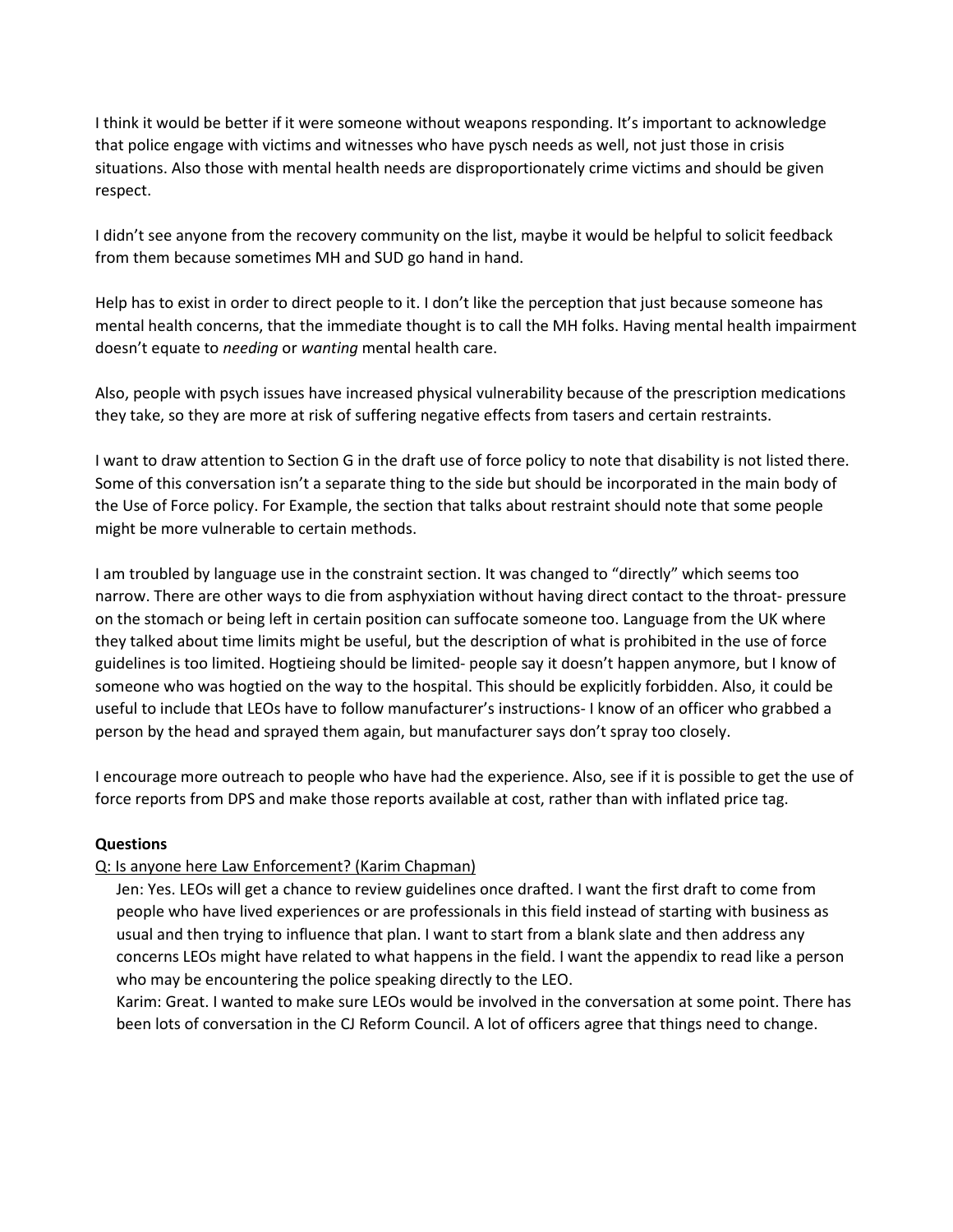I think it would be better if it were someone without weapons responding. It's important to acknowledge that police engage with victims and witnesses who have pysch needs as well, not just those in crisis situations. Also those with mental health needs are disproportionately crime victims and should be given respect.

I didn't see anyone from the recovery community on the list, maybe it would be helpful to solicit feedback from them because sometimes MH and SUD go hand in hand.

Help has to exist in order to direct people to it. I don't like the perception that just because someone has mental health concerns, that the immediate thought is to call the MH folks. Having mental health impairment doesn't equate to *needing* or *wanting* mental health care.

Also, people with psych issues have increased physical vulnerability because of the prescription medications they take, so they are more at risk of suffering negative effects from tasers and certain restraints.

I want to draw attention to Section G in the draft use of force policy to note that disability is not listed there. Some of this conversation isn't a separate thing to the side but should be incorporated in the main body of the Use of Force policy. For Example, the section that talks about restraint should note that some people might be more vulnerable to certain methods.

I am troubled by language use in the constraint section. It was changed to "directly" which seems too narrow. There are other ways to die from asphyxiation without having direct contact to the throat- pressure on the stomach or being left in certain position can suffocate someone too. Language from the UK where they talked about time limits might be useful, but the description of what is prohibited in the use of force guidelines is too limited. Hogtieing should be limited- people say it doesn't happen anymore, but I know of someone who was hogtied on the way to the hospital. This should be explicitly forbidden. Also, it could be useful to include that LEOs have to follow manufacturer's instructions- I know of an officer who grabbed a person by the head and sprayed them again, but manufacturer says don't spray too closely.

I encourage more outreach to people who have had the experience. Also, see if it is possible to get the use of force reports from DPS and make those reports available at cost, rather than with inflated price tag.

**Questions**

<u>Q: Is anyone here Law Enforcement? (Karim Chapman)</u>

Jen: Yes. LEOs will get a chance to review guidelines once drafted. I want the first draft to come from people who have lived experiences or are professionals in this field instead of starting with business as usual and then trying to influence that plan. I want to start from a blank slate and then address any concerns LEOs might have related to what happens in the field. I want the appendix to read like a person who may be encountering the police speaking directly to the LEO.

Karim: Great. I wanted to make sure LEOs would be involved in the conversation at some point. There has been lots of conversation in the CJ Reform Council. A lot of officers agree that things need to change.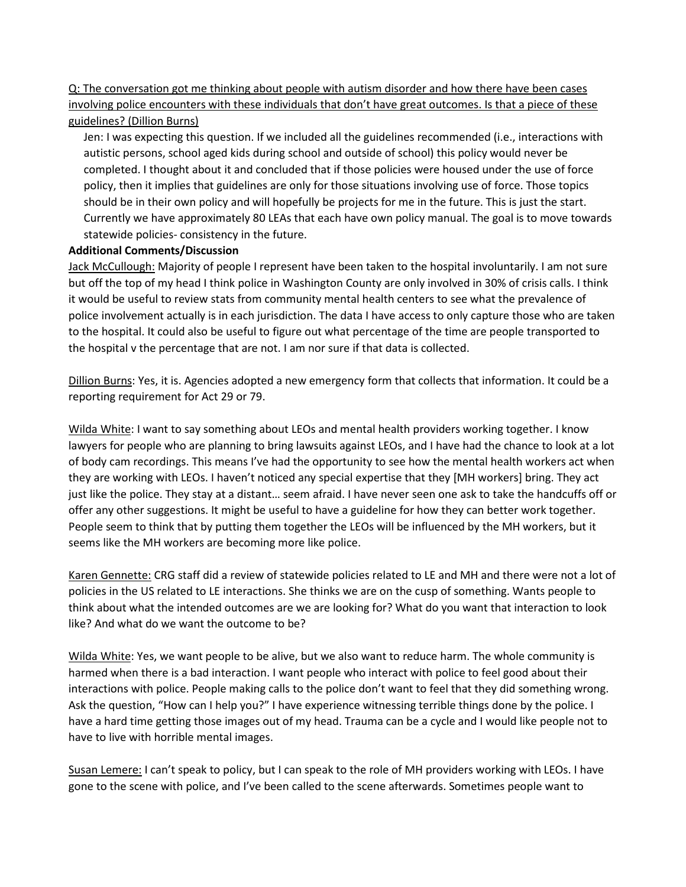Q: The conversation got me thinking about people with autism disorder and how there have been cases involving police encounters with these individuals that don't have great outcomes. Is that a piece of these guidelines? (Dillion Burns)

Jen: I was expecting this question. If we included all the guidelines recommended (i.e., interactions with autistic persons, school aged kids during school and outside of school) this policy would never be completed. I thought about it and concluded that if those policies were housed under the use of force policy, then it implies that guidelines are only for those situations involving use of force. Those topics should be in their own policy and will hopefully be projects for me in the future. This is just the start. Currently we have approximately 80 LEAs that each have own policy manual. The goal is to move towards statewide policies- consistency in the future.

**Additional Comments/Discussion**

Jack McCullough: Majority of people I represent have been taken to the hospital involuntarily. I am not sure but off the top of my head I think police in Washington County are only involved in 30% of crisis calls. I think it would be useful to review stats from community mental health centers to see what the prevalence of police involvement actually is in each jurisdiction. The data I have access to only capture those who are taken to the hospital. It could also be useful to figure out what percentage of the time are people transported to the hospital v the percentage that are not. I am nor sure if that data is collected.

Dillion Burns: Yes, it is. Agencies adopted a new emergency form that collects that information. It could be a reporting requirement for Act 29 or 79.

Wilda White: I want to say something about LEOs and mental health providers working together. I know lawyers for people who are planning to bring lawsuits against LEOs, and I have had the chance to look at a lot of body cam recordings. This means I've had the opportunity to see how the mental health workers act when they are working with LEOs. I haven't noticed any special expertise that they [MH workers] bring. They act just like the police. They stay at a distant… seem afraid. I have never seen one ask to take the handcuffs off or offer any other suggestions. It might be useful to have a guideline for how they can better work together. People seem to think that by putting them together the LEOs will be influenced by the MH workers, but it seems like the MH workers are becoming more like police.

Karen Gennette: CRG staff did a review of statewide policies related to LE and MH and there were not a lot of policies in the US related to LE interactions. She thinks we are on the cusp of something. Wants people to think about what the intended outcomes are we are looking for? What do you want that interaction to look like? And what do we want the outcome to be?

Wilda White: Yes, we want people to be alive, but we also want to reduce harm. The whole community is harmed when there is a bad interaction. I want people who interact with police to feel good about their interactions with police. People making calls to the police don't want to feel that they did something wrong. Ask the question, "How can I help you?" I have experience witnessing terrible things done by the police. I have a hard time getting those images out of my head. Trauma can be a cycle and I would like people not to have to live with horrible mental images.

Susan Lemere: I can't speak to policy, but I can speak to the role of MH providers working with LEOs. I have gone to the scene with police, and I've been called to the scene afterwards. Sometimes people want to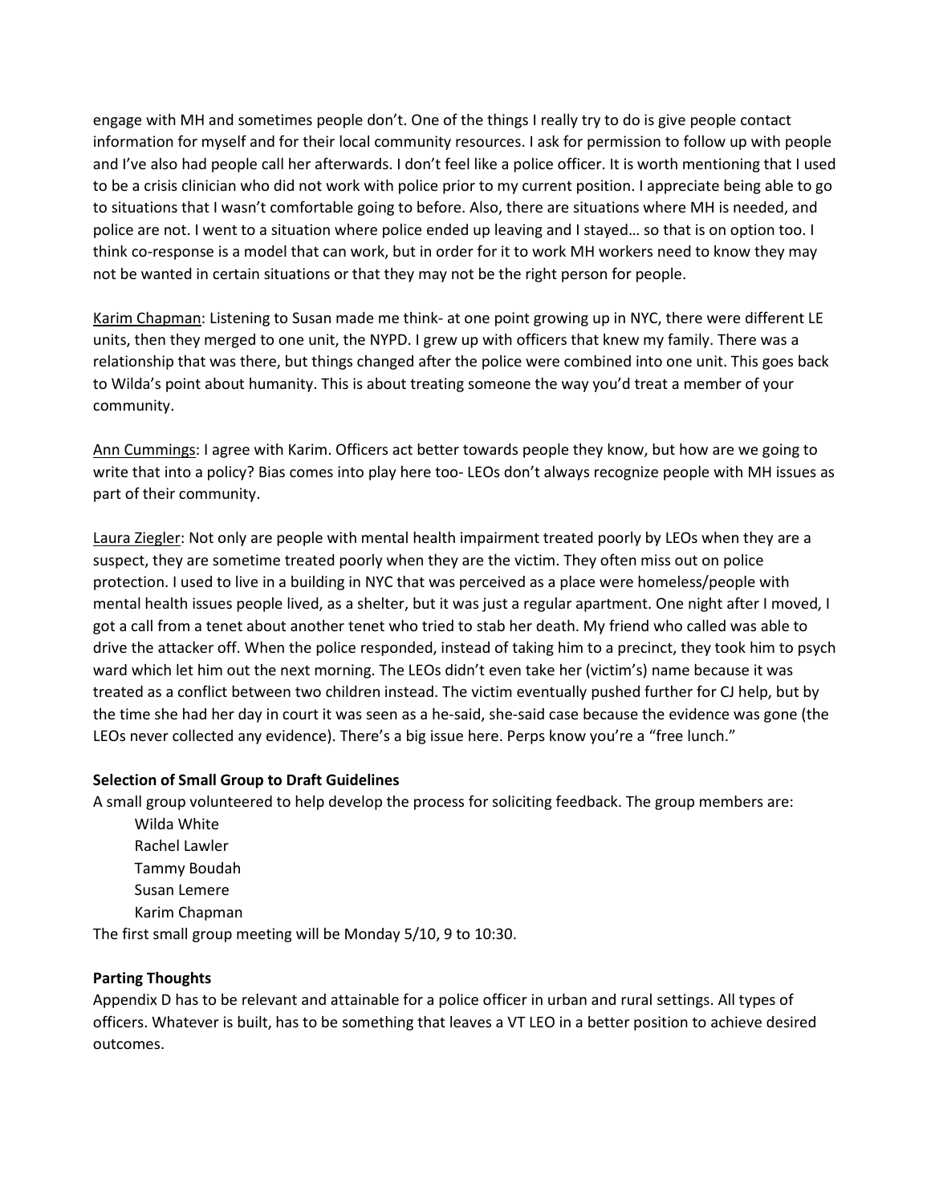engage with MH and sometimes people don't. One of the things I really try to do is give people contact information for myself and for their local community resources. I ask for permission to follow up with people and I've also had people call her afterwards. I don't feel like a police officer. It is worth mentioning that I used to be a crisis clinician who did not work with police prior to my current position. I appreciate being able to go to situations that I wasn't comfortable going to before. Also, there are situations where MH is needed, and police are not. I went to a situation where police ended up leaving and I stayed… so that is on option too. I think co-response is a model that can work, but in order for it to work MH workers need to know they may not be wanted in certain situations or that they may not be the right person for people.

<u>Karim Chapman</u>: Listening to Susan made me think- at one point growing up in NYC, there were different LE units, then they merged to one unit, the NYPD. I grew up with officers that knew my family. There was a relationship that was there, but things changed after the police were combined into one unit. This goes back to Wilda's point about humanity. This is about treating someone the way you'd treat a member of your community.

<u>Ann Cummings</u>: I agree with Karim. Officers act better towards people they know, but how are we going to write that into a policy? Bias comes into play here too- LEOs don't always recognize people with MH issues as part of their community.

<u>Laura Ziegler</u>: Not only are people with mental health impairment treated poorly by LEOs when they are a suspect, they are sometime treated poorly when they are the victim. They often miss out on police protection. I used to live in a building in NYC that was perceived as a place were homeless/people with mental health issues people lived, as a shelter, but it was just a regular apartment. One night after I moved, I got a call from a tenet about another tenet who tried to stab her death. My friend who called was able to drive the attacker off. When the police responded, instead of taking him to a precinct, they took him to psych ward which let him out the next morning. The LEOs didn't even take her (victim's) name because it was treated as a conflict between two children instead. The victim eventually pushed further for CJ help, but by the time she had her day in court it was seen as a he-said, she-said case because the evidence was gone (the LEOs never collected any evidence). There's a big issue here. Perps know you're a "free lunch."

**Selection of Small Group to Draft Guidelines**

A small group volunteered to help develop the process for soliciting feedback. The group members are:

- Wilda White
- Rachel Lawler
- Tammy Boudah
- Susan Lemere
- Karim Chapman

The first small group meeting will be Monday 5/10, 9 to 10:30.

**Parting Thoughts**

Appendix D has to be relevant and attainable for a police officer in urban and rural settings. All types of officers. Whatever is built, has to be something that leaves a VT LEO in a better position to achieve desired outcomes.